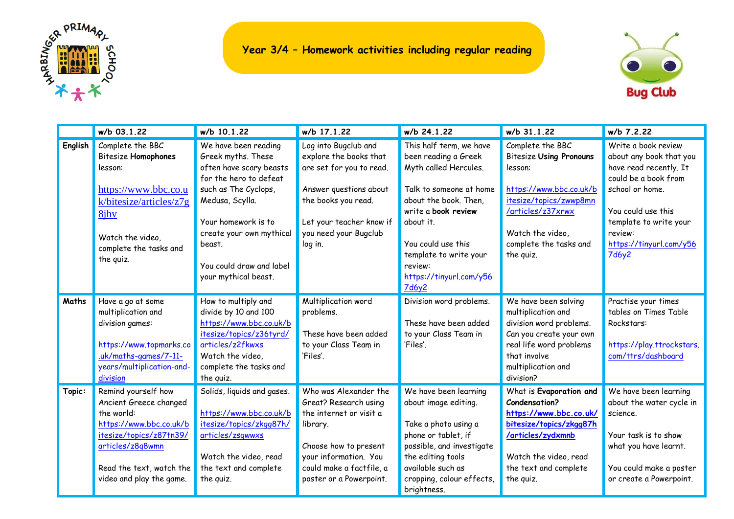# Year 3/4 – Homework activities including regular reading

| | w/b 03.1.22 | w/b 10.1.22 | w/b 17.1.22 | w/b 24.1.22 | w/b 31.1.22 | w/b 7.2.22 |
|---|---|---|---|---|---|---|
| **English** | Complete the BBC Bitesize **Homophones** lesson: https://www.bbc.co.uk/bitesize/articles/z7g8jhv Watch the video, complete the tasks and the quiz. | We have been reading Greek myths. These often have scary beasts for the hero to defeat such as The Cyclops, Medusa, Scylla. Your homework is to create your own mythical beast. You could draw and label your mythical beast. | Log into Bugclub and explore the books that are set for you to read. Answer questions about the books you read. Let your teacher know if you need your Bugclub log in. | This half term, we have been reading a Greek Myth called Hercules. Talk to someone at home about the book. Then, write a **book review** about it. You could use this template to write your review: https://tinyurl.com/y567d6y2 | Complete the BBC Bitesize **Using Pronouns** lesson: https://www.bbc.co.uk/bitesize/topics/zwwp8mn/articles/z37xrwx Watch the video, complete the tasks and the quiz. | Write a book review about any book that you have read recently. It could be a book from school or home. You could use this template to write your review: https://tinyurl.com/y567d6y2 |
| **Maths** | Have a go at some multiplication and division games: https://www.topmarks.co.uk/maths-games/7-11-years/multiplication-and-division | How to multiply and divide by 10 and 100 https://www.bbc.co.uk/bitesize/topics/z36tyrd/articles/z2fkwxs Watch the video, complete the tasks and the quiz. | Multiplication word problems. These have been added to your Class Team in 'Files'. | Division word problems. These have been added to your Class Team in 'Files'. | We have been solving multiplication and division word problems. Can you create your own real life word problems that involve multiplication and division? | Practise your times tables on Times Table Rockstars: https://play.ttrockstars.com/ttrs/dashboard |
| **Topic:** | Remind yourself how Ancient Greece changed the world: https://www.bbc.co.uk/bitesize/topics/z87tn39/articles/z8q8wmn Read the text, watch the video and play the game. | Solids, liquids and gases. https://www.bbc.co.uk/bitesize/topics/zkgg87h/articles/zsqwwxs Watch the video, read the text and complete the quiz. | Who was Alexander the Great? Research using the internet or visit a library. Choose how to present your information. You could make a factfile, a poster or a Powerpoint. | We have been learning about image editing. Take a photo using a phone or tablet, if possible, and investigate the editing tools available such as cropping, colour effects, brightness. | What is **Evaporation** and **Condensation?** **https://www.bbc.co.uk/bitesize/topics/zkgg87h/articles/zydxmnb** Watch the video, read the text and complete the quiz. | We have been learning about the water cycle in science. Your task is to show what you have learnt. You could make a poster or create a Powerpoint. |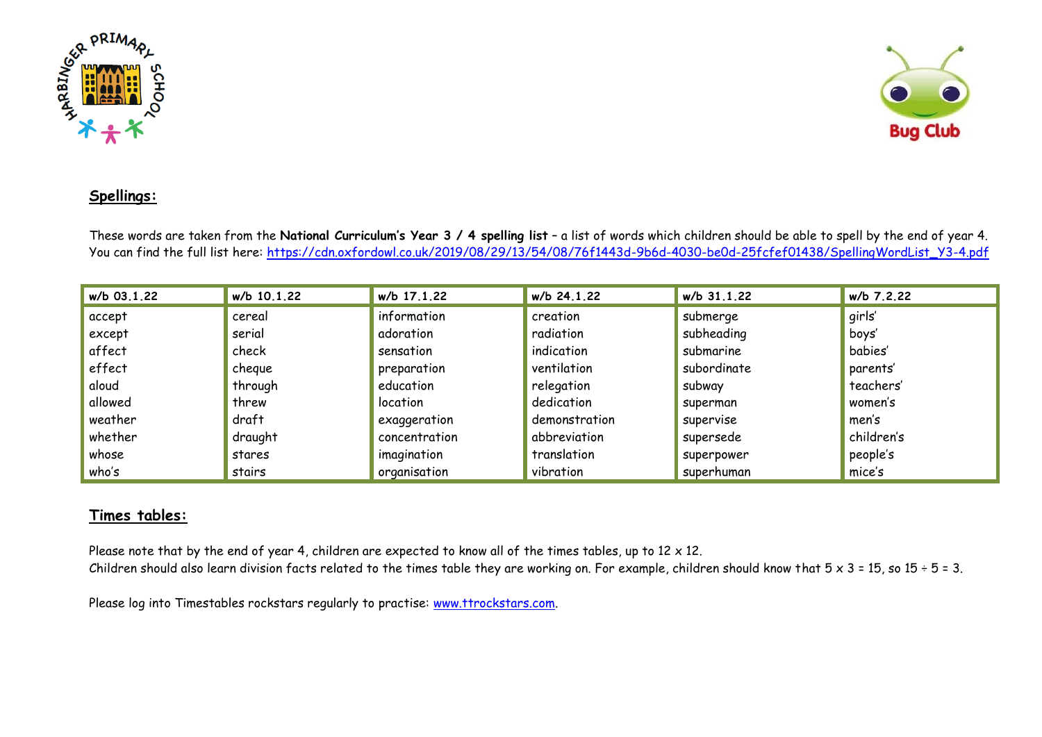## Spellings:

These words are taken from the **National Curriculum's Year 3 / 4 spelling list** – a list of words which children should be able to spell by the end of year 4. You can find the full list here: https://cdn.oxfordowl.co.uk/2019/08/29/13/54/08/76f1443d-9b6d-4030-be0d-25fcfef01438/SpellingWordList_Y3-4.pdf

| w/b 03.1.22 | w/b 10.1.22 | w/b 17.1.22 | w/b 24.1.22 | w/b 31.1.22 | w/b 7.2.22 |
|---|---|---|---|---|---|
| accept | cereal | information | creation | submerge | girls' |
| except | serial | adoration | radiation | subheading | boys' |
| affect | check | sensation | indication | submarine | babies' |
| effect | cheque | preparation | ventilation | subordinate | parents' |
| aloud | through | education | relegation | subway | teachers' |
| allowed | threw | location | dedication | superman | women's |
| weather | draft | exaggeration | demonstration | supervise | men's |
| whether | draught | concentration | abbreviation | supersede | children's |
| whose | stares | imagination | translation | superpower | people's |
| who's | stairs | organisation | vibration | superhuman | mice's |

## Times tables:

Please note that by the end of year 4, children are expected to know all of the times tables, up to 12 x 12.
Children should also learn division facts related to the times table they are working on. For example, children should know that 5 x 3 = 15, so 15 ÷ 5 = 3.

Please log into Timestables rockstars regularly to practise: www.ttrockstars.com.